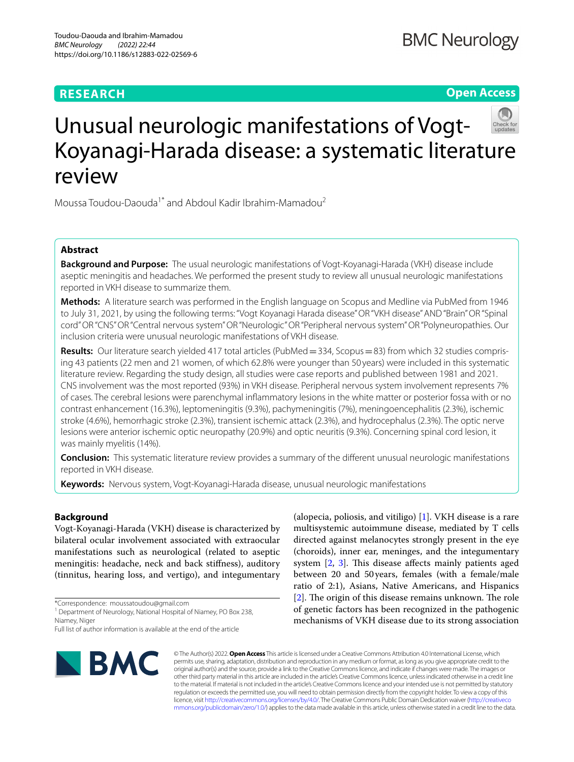**RESEARCH**

**Open Access**

# Unusual neurologic manifestations of Vogt-Koyanagi-Harada disease: a systematic literature review

Moussa Toudou-Daouda[1*] and Abdoul Kadir Ibrahim-Mamadou[2]

## Abstract

**Background and Purpose:** The usual neurologic manifestations of Vogt-Koyanagi-Harada (VKH) disease include aseptic meningitis and headaches. We performed the present study to review all unusual neurologic manifestations reported in VKH disease to summarize them.

**Methods:** A literature search was performed in the English language on Scopus and Medline via PubMed from 1946 to July 31, 2021, by using the following terms: "Vogt Koyanagi Harada disease" OR "VKH disease" AND "Brain" OR "Spinal cord" OR "CNS" OR "Central nervous system" OR "Neurologic" OR "Peripheral nervous system" OR "Polyneuropathies. Our inclusion criteria were unusual neurologic manifestations of VKH disease.

**Results:** Our literature search yielded 417 total articles (PubMed = 334, Scopus = 83) from which 32 studies comprising 43 patients (22 men and 21 women, of which 62.8% were younger than 50 years) were included in this systematic literature review. Regarding the study design, all studies were case reports and published between 1981 and 2021. CNS involvement was the most reported (93%) in VKH disease. Peripheral nervous system involvement represents 7% of cases. The cerebral lesions were parenchymal inflammatory lesions in the white matter or posterior fossa with or no contrast enhancement (16.3%), leptomeningitis (9.3%), pachymeningitis (7%), meningoencephalitis (2.3%), ischemic stroke (4.6%), hemorrhagic stroke (2.3%), transient ischemic attack (2.3%), and hydrocephalus (2.3%). The optic nerve lesions were anterior ischemic optic neuropathy (20.9%) and optic neuritis (9.3%). Concerning spinal cord lesion, it was mainly myelitis (14%).

**Conclusion:** This systematic literature review provides a summary of the different unusual neurologic manifestations reported in VKH disease.

**Keywords:** Nervous system, Vogt-Koyanagi-Harada disease, unusual neurologic manifestations

## Background

Vogt-Koyanagi-Harada (VKH) disease is characterized by bilateral ocular involvement associated with extraocular manifestations such as neurological (related to aseptic meningitis: headache, neck and back stiffness), auditory (tinnitus, hearing loss, and vertigo), and integumentary (alopecia, poliosis, and vitiligo) [1]. VKH disease is a rare multisystemic autoimmune disease, mediated by T cells directed against melanocytes strongly present in the eye (choroids), inner ear, meninges, and the integumentary system [2, 3]. This disease affects mainly patients aged between 20 and 50 years, females (with a female/male ratio of 2:1), Asians, Native Americans, and Hispanics [2]. The origin of this disease remains unknown. The role of genetic factors has been recognized in the pathogenic mechanisms of VKH disease due to its strong association

*Correspondence: moussatoudou@gmail.com
[1] Department of Neurology, National Hospital of Niamey, PO Box 238, Niamey, Niger
Full list of author information is available at the end of the article

© The Author(s) 2022. **Open Access** This article is licensed under a Creative Commons Attribution 4.0 International License, which permits use, sharing, adaptation, distribution and reproduction in any medium or format, as long as you give appropriate credit to the original author(s) and the source, provide a link to the Creative Commons licence, and indicate if changes were made. The images or other third party material in this article are included in the article's Creative Commons licence, unless indicated otherwise in a credit line to the material. If material is not included in the article's Creative Commons licence and your intended use is not permitted by statutory regulation or exceeds the permitted use, you will need to obtain permission directly from the copyright holder. To view a copy of this licence, visit http://creativecommons.org/licenses/by/4.0/. The Creative Commons Public Domain Dedication waiver (http://creativecommons.org/publicdomain/zero/1.0/) applies to the data made available in this article, unless otherwise stated in a credit line to the data.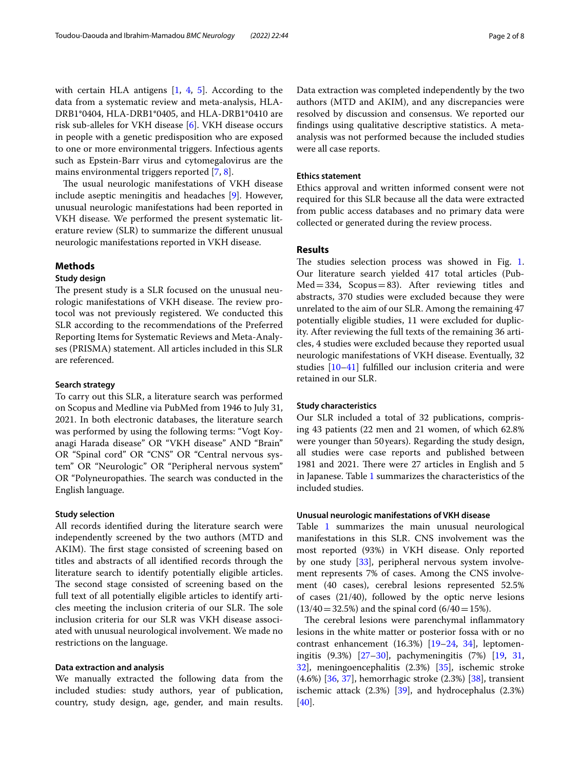with certain HLA antigens [1, 4, 5]. According to the data from a systematic review and meta-analysis, HLA-DRB1*0404, HLA-DRB1*0405, and HLA-DRB1*0410 are risk sub-alleles for VKH disease [6]. VKH disease occurs in people with a genetic predisposition who are exposed to one or more environmental triggers. Infectious agents such as Epstein-Barr virus and cytomegalovirus are the mains environmental triggers reported [7, 8].

The usual neurologic manifestations of VKH disease include aseptic meningitis and headaches [9]. However, unusual neurologic manifestations had been reported in VKH disease. We performed the present systematic literature review (SLR) to summarize the different unusual neurologic manifestations reported in VKH disease.

## Methods

### Study design

The present study is a SLR focused on the unusual neurologic manifestations of VKH disease. The review protocol was not previously registered. We conducted this SLR according to the recommendations of the Preferred Reporting Items for Systematic Reviews and Meta-Analyses (PRISMA) statement. All articles included in this SLR are referenced.

### Search strategy

To carry out this SLR, a literature search was performed on Scopus and Medline via PubMed from 1946 to July 31, 2021. In both electronic databases, the literature search was performed by using the following terms: "Vogt Koyanagi Harada disease" OR "VKH disease" AND "Brain" OR "Spinal cord" OR "CNS" OR "Central nervous system" OR "Neurologic" OR "Peripheral nervous system" OR "Polyneuropathies. The search was conducted in the English language.

### Study selection

All records identified during the literature search were independently screened by the two authors (MTD and AKIM). The first stage consisted of screening based on titles and abstracts of all identified records through the literature search to identify potentially eligible articles. The second stage consisted of screening based on the full text of all potentially eligible articles to identify articles meeting the inclusion criteria of our SLR. The sole inclusion criteria for our SLR was VKH disease associated with unusual neurological involvement. We made no restrictions on the language.

### Data extraction and analysis

We manually extracted the following data from the included studies: study authors, year of publication, country, study design, age, gender, and main results. Data extraction was completed independently by the two authors (MTD and AKIM), and any discrepancies were resolved by discussion and consensus. We reported our findings using qualitative descriptive statistics. A meta-analysis was not performed because the included studies were all case reports.

### Ethics statement

Ethics approval and written informed consent were not required for this SLR because all the data were extracted from public access databases and no primary data were collected or generated during the review process.

## Results

The studies selection process was showed in Fig. 1. Our literature search yielded 417 total articles (PubMed = 334, Scopus = 83). After reviewing titles and abstracts, 370 studies were excluded because they were unrelated to the aim of our SLR. Among the remaining 47 potentially eligible studies, 11 were excluded for duplicity. After reviewing the full texts of the remaining 36 articles, 4 studies were excluded because they reported usual neurologic manifestations of VKH disease. Eventually, 32 studies [10–41] fulfilled our inclusion criteria and were retained in our SLR.

### Study characteristics

Our SLR included a total of 32 publications, comprising 43 patients (22 men and 21 women, of which 62.8% were younger than 50 years). Regarding the study design, all studies were case reports and published between 1981 and 2021. There were 27 articles in English and 5 in Japanese. Table 1 summarizes the characteristics of the included studies.

### Unusual neurologic manifestations of VKH disease

Table 1 summarizes the main unusual neurological manifestations in this SLR. CNS involvement was the most reported (93%) in VKH disease. Only reported by one study [33], peripheral nervous system involvement represents 7% of cases. Among the CNS involvement (40 cases), cerebral lesions represented 52.5% of cases (21/40), followed by the optic nerve lesions (13/40 = 32.5%) and the spinal cord (6/40 = 15%).

The cerebral lesions were parenchymal inflammatory lesions in the white matter or posterior fossa with or no contrast enhancement (16.3%) [19–24, 34], leptomeningitis (9.3%) [27–30], pachymeningitis (7%) [19, 31, 32], meningoencephalitis (2.3%) [35], ischemic stroke (4.6%) [36, 37], hemorrhagic stroke (2.3%) [38], transient ischemic attack (2.3%) [39], and hydrocephalus (2.3%) [40].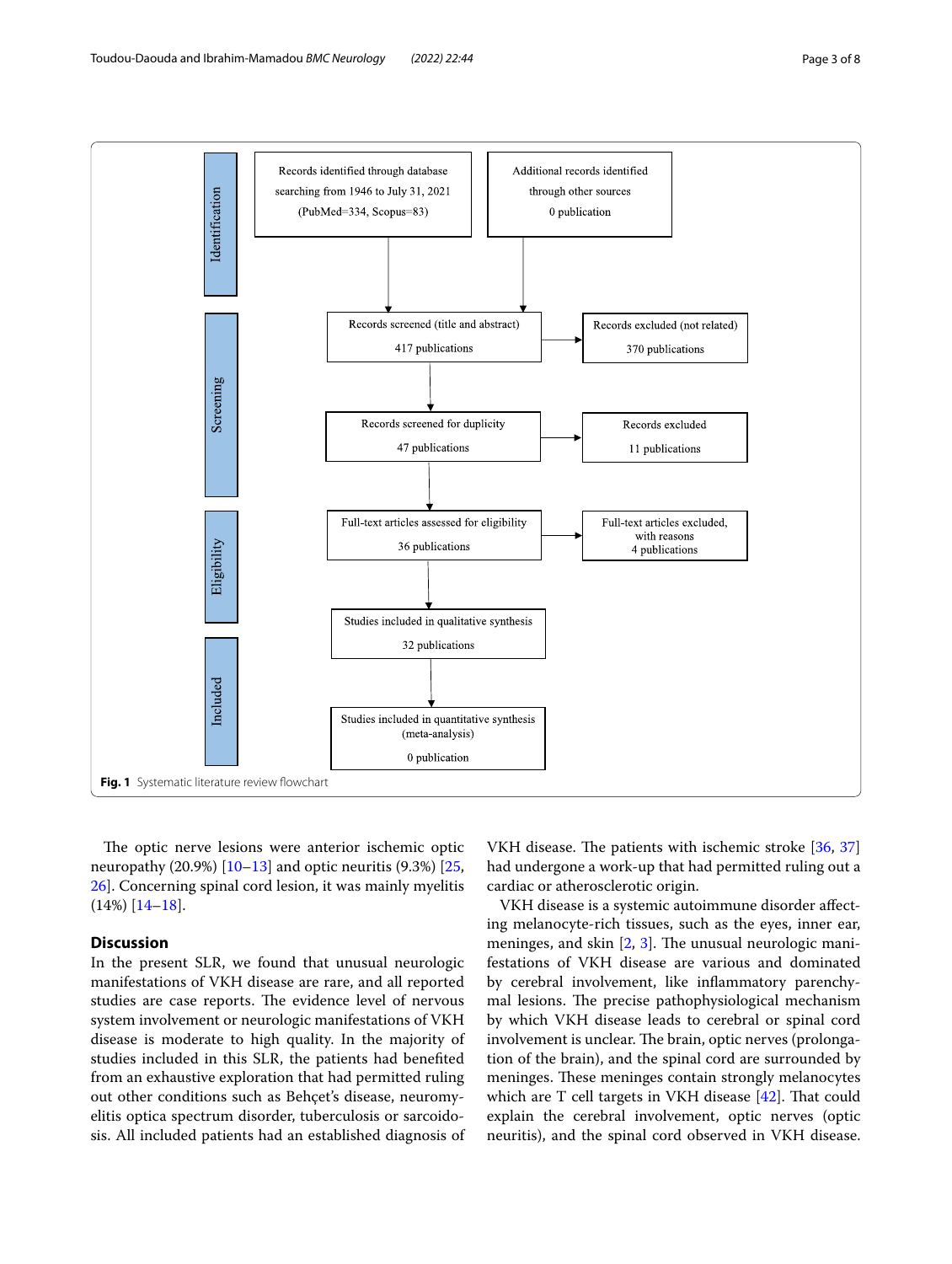Identification

Records identified through database searching from 1946 to July 31, 2021 (PubMed=334, Scopus=83)

Additional records identified through other sources 0 publication

Screening

Records screened (title and abstract) 417 publications

Records excluded (not related) 370 publications

Records screened for duplicity 47 publications

Records excluded 11 publications

Eligibility

Full-text articles assessed for eligibility 36 publications

Full-text articles excluded, with reasons 4 publications

Included

Studies included in qualitative synthesis 32 publications

Studies included in quantitative synthesis (meta-analysis) 0 publication

**Fig. 1** Systematic literature review flowchart

The optic nerve lesions were anterior ischemic optic neuropathy (20.9%) [10–13] and optic neuritis (9.3%) [25, 26]. Concerning spinal cord lesion, it was mainly myelitis (14%) [14–18].

## Discussion

In the present SLR, we found that unusual neurologic manifestations of VKH disease are rare, and all reported studies are case reports. The evidence level of nervous system involvement or neurologic manifestations of VKH disease is moderate to high quality. In the majority of studies included in this SLR, the patients had benefited from an exhaustive exploration that had permitted ruling out other conditions such as Behçet's disease, neuromyelitis optica spectrum disorder, tuberculosis or sarcoidosis. All included patients had an established diagnosis of VKH disease. The patients with ischemic stroke [36, 37] had undergone a work-up that had permitted ruling out a cardiac or atherosclerotic origin.

VKH disease is a systemic autoimmune disorder affecting melanocyte-rich tissues, such as the eyes, inner ear, meninges, and skin [2, 3]. The unusual neurologic manifestations of VKH disease are various and dominated by cerebral involvement, like inflammatory parenchymal lesions. The precise pathophysiological mechanism by which VKH disease leads to cerebral or spinal cord involvement is unclear. The brain, optic nerves (prolongation of the brain), and the spinal cord are surrounded by meninges. These meninges contain strongly melanocytes which are T cell targets in VKH disease [42]. That could explain the cerebral involvement, optic nerves (optic neuritis), and the spinal cord observed in VKH disease.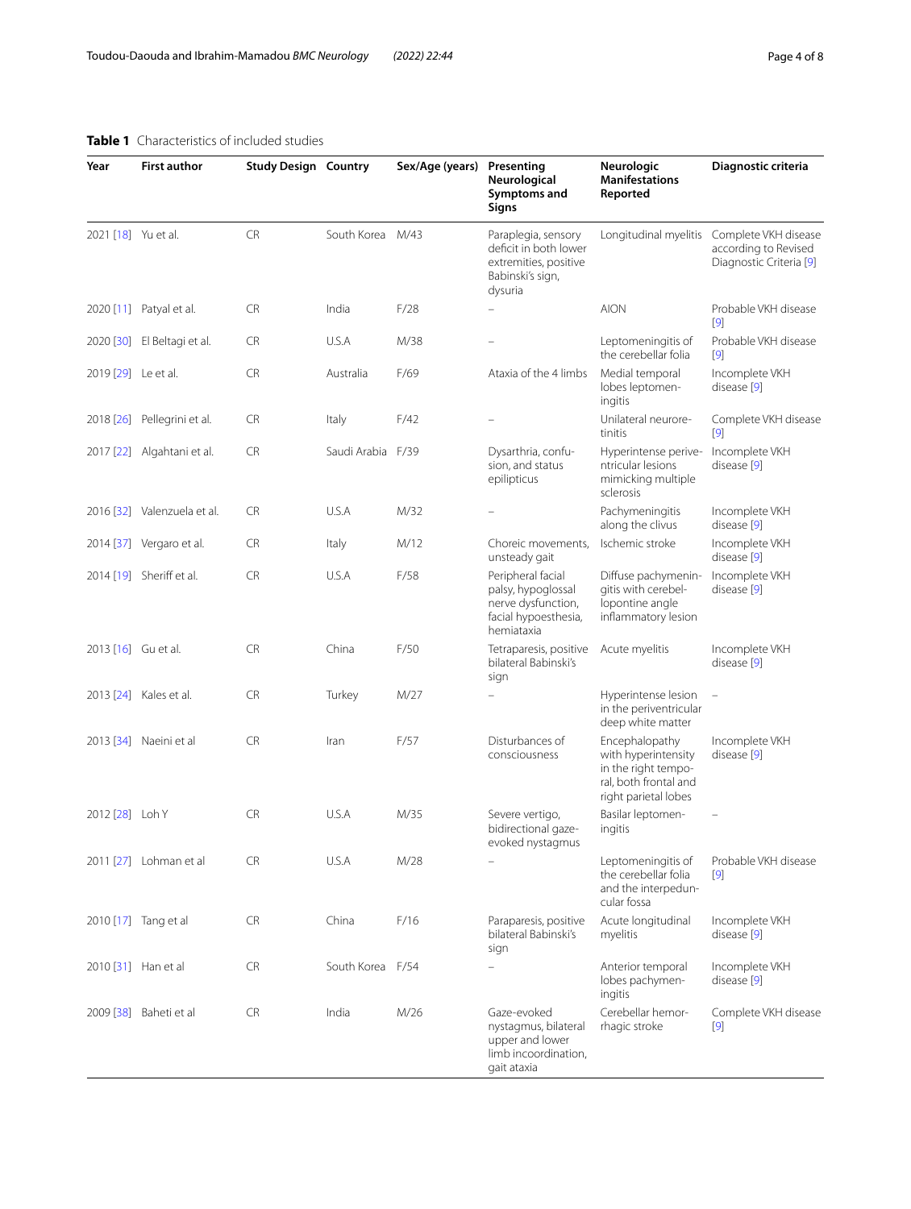**Table 1** Characteristics of included studies

| Year | First author | Study Design | Country | Sex/Age (years) | Presenting Neurological Symptoms and Signs | Neurologic Manifestations Reported | Diagnostic criteria |
|---|---|---|---|---|---|---|---|
| 2021 [18] | Yu et al. | CR | South Korea | M/43 | Paraplegia, sensory deficit in both lower extremities, positive Babinski's sign, dysuria | Longitudinal myelitis | Complete VKH disease according to Revised Diagnostic Criteria [9] |
| 2020 [11] | Patyal et al. | CR | India | F/28 | – | AION | Probable VKH disease [9] |
| 2020 [30] | El Beltagi et al. | CR | U.S.A | M/38 | – | Leptomeningitis of the cerebellar folia | Probable VKH disease [9] |
| 2019 [29] | Le et al. | CR | Australia | F/69 | Ataxia of the 4 limbs | Medial temporal lobes leptomeningitis | Incomplete VKH disease [9] |
| 2018 [26] | Pellegrini et al. | CR | Italy | F/42 | – | Unilateral neuroretinitis | Complete VKH disease [9] |
| 2017 [22] | Algahtani et al. | CR | Saudi Arabia | F/39 | Dysarthria, confusion, and status epilipticus | Hyperintense periventricular lesions mimicking multiple sclerosis | Incomplete VKH disease [9] |
| 2016 [32] | Valenzuela et al. | CR | U.S.A | M/32 | – | Pachymeningitis along the clivus | Incomplete VKH disease [9] |
| 2014 [37] | Vergaro et al. | CR | Italy | M/12 | Choreic movements, unsteady gait | Ischemic stroke | Incomplete VKH disease [9] |
| 2014 [19] | Sheriff et al. | CR | U.S.A | F/58 | Peripheral facial palsy, hypoglossal nerve dysfunction, facial hypoesthesia, hemiataxia | Diffuse pachymeningitis with cerebellopontine angle inflammatory lesion | Incomplete VKH disease [9] |
| 2013 [16] | Gu et al. | CR | China | F/50 | Tetraparesis, positive bilateral Babinski's sign | Acute myelitis | Incomplete VKH disease [9] |
| 2013 [24] | Kales et al. | CR | Turkey | M/27 | – | Hyperintense lesion in the periventricular deep white matter | – |
| 2013 [34] | Naeini et al | CR | Iran | F/57 | Disturbances of consciousness | Encephalopathy with hyperintensity in the right temporal, both frontal and right parietal lobes | Incomplete VKH disease [9] |
| 2012 [28] | Loh Y | CR | U.S.A | M/35 | Severe vertigo, bidirectional gaze-evoked nystagmus | Basilar leptomeningitis | – |
| 2011 [27] | Lohman et al | CR | U.S.A | M/28 | – | Leptomeningitis of the cerebellar folia and the interpeduncular fossa | Probable VKH disease [9] |
| 2010 [17] | Tang et al | CR | China | F/16 | Paraparesis, positive bilateral Babinski's sign | Acute longitudinal myelitis | Incomplete VKH disease [9] |
| 2010 [31] | Han et al | CR | South Korea | F/54 | – | Anterior temporal lobes pachymeningitis | Incomplete VKH disease [9] |
| 2009 [38] | Baheti et al | CR | India | M/26 | Gaze-evoked nystagmus, bilateral upper and lower limb incoordination, gait ataxia | Cerebellar hemorrhagic stroke | Complete VKH disease [9] |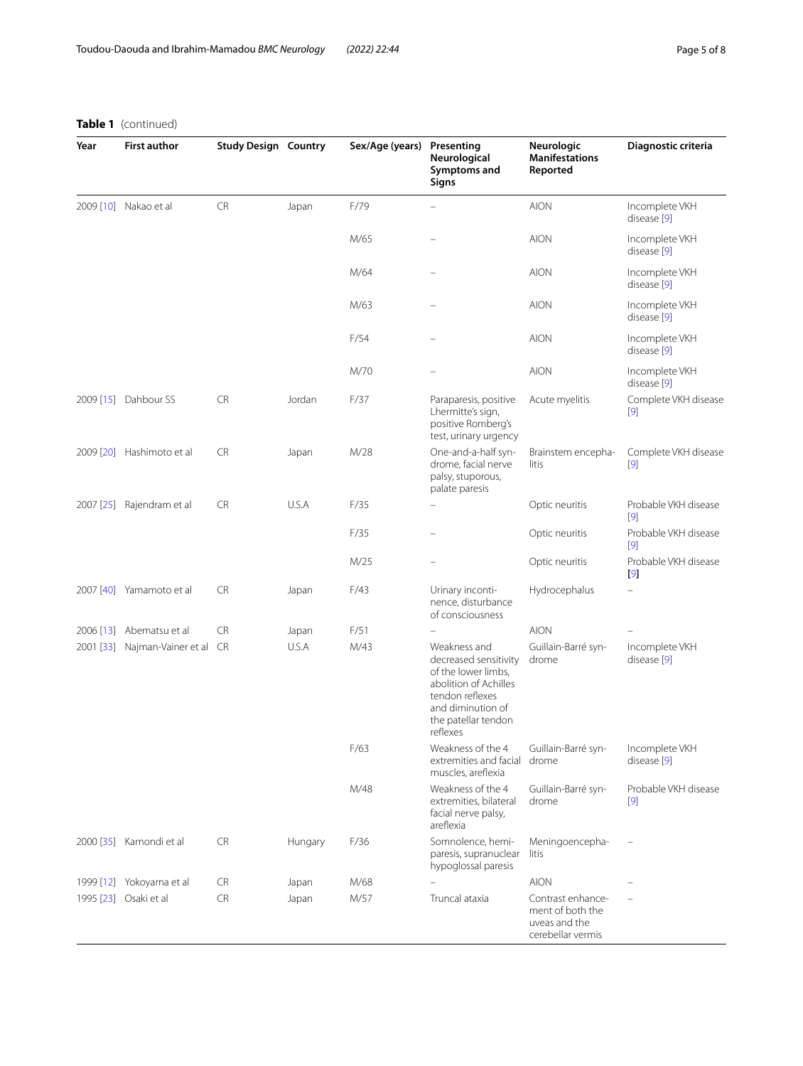**Table 1** (continued)

| Year | First author | Study Design | Country | Sex/Age (years) | Presenting Neurological Symptoms and Signs | Neurologic Manifestations Reported | Diagnostic criteria |
|---|---|---|---|---|---|---|---|
| 2009 [10] | Nakao et al | CR | Japan | F/79 | – | AION | Incomplete VKH disease [9] |
| | | | | M/65 | – | AION | Incomplete VKH disease [9] |
| | | | | M/64 | – | AION | Incomplete VKH disease [9] |
| | | | | M/63 | – | AION | Incomplete VKH disease [9] |
| | | | | F/54 | – | AION | Incomplete VKH disease [9] |
| | | | | M/70 | – | AION | Incomplete VKH disease [9] |
| 2009 [15] | Dahbour SS | CR | Jordan | F/37 | Paraparesis, positive Lhermitte's sign, positive Romberg's test, urinary urgency | Acute myelitis | Complete VKH disease [9] |
| 2009 [20] | Hashimoto et al | CR | Japan | M/28 | One-and-a-half syndrome, facial nerve palsy, stuporous, palate paresis | Brainstem encephalitis | Complete VKH disease [9] |
| 2007 [25] | Rajendram et al | CR | U.S.A | F/35 | – | Optic neuritis | Probable VKH disease [9] |
| | | | | F/35 | – | Optic neuritis | Probable VKH disease [9] |
| | | | | M/25 | – | Optic neuritis | Probable VKH disease [9] |
| 2007 [40] | Yamamoto et al | CR | Japan | F/43 | Urinary incontinence, disturbance of consciousness | Hydrocephalus | – |
| 2006 [13] | Abematsu et al | CR | Japan | F/51 | – | AION | – |
| 2001 [33] | Najman-Vainer et al | CR | U.S.A | M/43 | Weakness and decreased sensitivity of the lower limbs, abolition of Achilles tendon reflexes and diminution of the patellar tendon reflexes | Guillain-Barré syndrome | Incomplete VKH disease [9] |
| | | | | F/63 | Weakness of the 4 extremities and facial muscles, areflexia | Guillain-Barré syndrome | Incomplete VKH disease [9] |
| | | | | M/48 | Weakness of the 4 extremities, bilateral facial nerve palsy, areflexia | Guillain-Barré syndrome | Probable VKH disease [9] |
| 2000 [35] | Kamondi et al | CR | Hungary | F/36 | Somnolence, hemiparesis, supranuclear hypoglossal paresis | Meningoencephalitis | – |
| 1999 [12] | Yokoyama et al | CR | Japan | M/68 | – | AION | – |
| 1995 [23] | Osaki et al | CR | Japan | M/57 | Truncal ataxia | Contrast enhancement of both the uveas and the cerebellar vermis | – |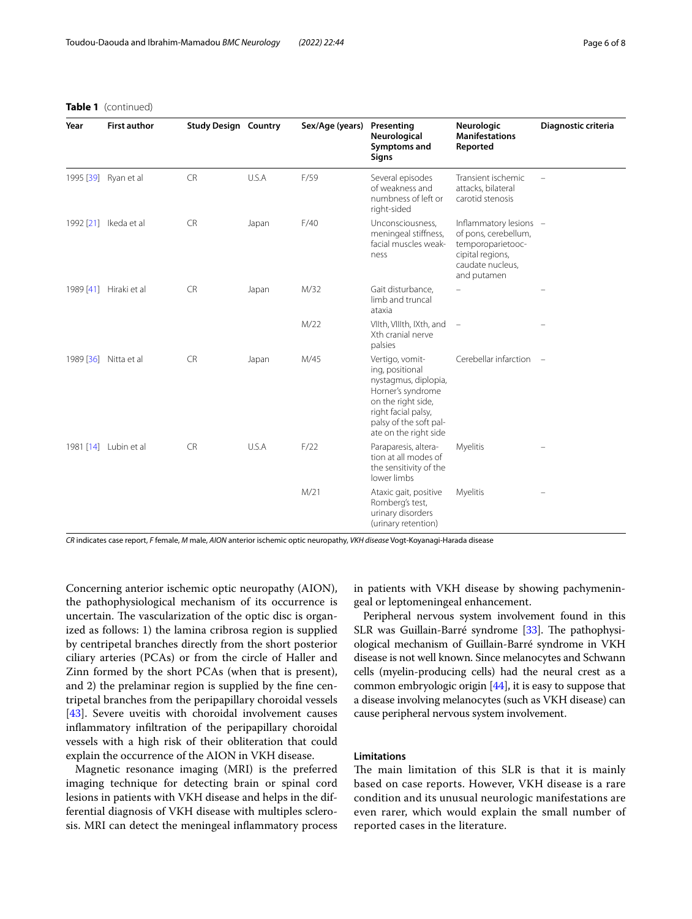**Table 1** (continued)

| Year | First author | Study Design | Country | Sex/Age (years) | Presenting Neurological Symptoms and Signs | Neurologic Manifestations Reported | Diagnostic criteria |
|---|---|---|---|---|---|---|---|
| 1995 [39] | Ryan et al | CR | U.S.A | F/59 | Several episodes of weakness and numbness of left or right-sided | Transient ischemic attacks, bilateral carotid stenosis | – |
| 1992 [21] | Ikeda et al | CR | Japan | F/40 | Unconsciousness, meningeal stiffness, facial muscles weakness | Inflammatory lesions of pons, cerebellum, temporoparietooccipital regions, caudate nucleus, and putamen | – |
| 1989 [41] | Hiraki et al | CR | Japan | M/32 | Gait disturbance, limb and truncal ataxia | – | – |
| | | | | M/22 | VIIth, VIIIth, IXth, and Xth cranial nerve palsies | – | – |
| 1989 [36] | Nitta et al | CR | Japan | M/45 | Vertigo, vomiting, positional nystagmus, diplopia, Horner's syndrome on the right side, right facial palsy, palsy of the soft palate on the right side | Cerebellar infarction | – |
| 1981 [14] | Lubin et al | CR | U.S.A | F/22 | Paraparesis, alteration at all modes of the sensitivity of the lower limbs | Myelitis | – |
| | | | | M/21 | Ataxic gait, positive Romberg's test, urinary disorders (urinary retention) | Myelitis | – |

*CR* indicates case report, *F* female, *M* male, *AION* anterior ischemic optic neuropathy, *VKH disease* Vogt-Koyanagi-Harada disease

Concerning anterior ischemic optic neuropathy (AION), the pathophysiological mechanism of its occurrence is uncertain. The vascularization of the optic disc is organized as follows: 1) the lamina cribrosa region is supplied by centripetal branches directly from the short posterior ciliary arteries (PCAs) or from the circle of Haller and Zinn formed by the short PCAs (when that is present), and 2) the prelaminar region is supplied by the fine centripetal branches from the peripapillary choroidal vessels [43]. Severe uveitis with choroidal involvement causes inflammatory infiltration of the peripapillary choroidal vessels with a high risk of their obliteration that could explain the occurrence of the AION in VKH disease.

Magnetic resonance imaging (MRI) is the preferred imaging technique for detecting brain or spinal cord lesions in patients with VKH disease and helps in the differential diagnosis of VKH disease with multiples sclerosis. MRI can detect the meningeal inflammatory process in patients with VKH disease by showing pachymeningeal or leptomeningeal enhancement.

Peripheral nervous system involvement found in this SLR was Guillain-Barré syndrome [33]. The pathophysiological mechanism of Guillain-Barré syndrome in VKH disease is not well known. Since melanocytes and Schwann cells (myelin-producing cells) had the neural crest as a common embryologic origin [44], it is easy to suppose that a disease involving melanocytes (such as VKH disease) can cause peripheral nervous system involvement.

### Limitations

The main limitation of this SLR is that it is mainly based on case reports. However, VKH disease is a rare condition and its unusual neurologic manifestations are even rarer, which would explain the small number of reported cases in the literature.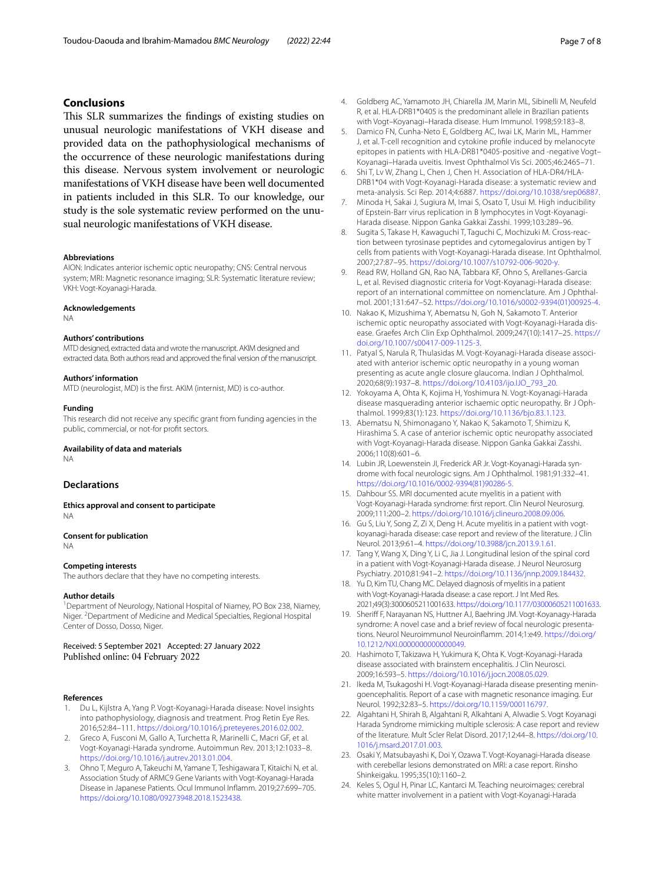## Conclusions

This SLR summarizes the findings of existing studies on unusual neurologic manifestations of VKH disease and provided data on the pathophysiological mechanisms of the occurrence of these neurologic manifestations during this disease. Nervous system involvement or neurologic manifestations of VKH disease have been well documented in patients included in this SLR. To our knowledge, our study is the sole systematic review performed on the unusual neurologic manifestations of VKH disease.

#### Abbreviations

AION: Indicates anterior ischemic optic neuropathy; CNS: Central nervous system; MRI: Magnetic resonance imaging; SLR: Systematic literature review; VKH: Vogt-Koyanagi-Harada.

#### Acknowledgements

NA

#### Authors' contributions

MTD designed, extracted data and wrote the manuscript. AKIM designed and extracted data. Both authors read and approved the final version of the manuscript.

#### Authors' information

MTD (neurologist, MD) is the first. AKIM (internist, MD) is co-author.

#### Funding

This research did not receive any specific grant from funding agencies in the public, commercial, or not-for profit sectors.

#### Availability of data and materials

NA

## Declarations

#### Ethics approval and consent to participate

NA

#### Consent for publication

NA

#### Competing interests

The authors declare that they have no competing interests.

#### Author details

[1]Department of Neurology, National Hospital of Niamey, PO Box 238, Niamey, Niger. [2]Department of Medicine and Medical Specialties, Regional Hospital Center of Dosso, Dosso, Niger.

Received: 5 September 2021 Accepted: 27 January 2022
Published online: 04 February 2022

#### References

1. Du L, Kijlstra A, Yang P. Vogt-Koyanagi-Harada disease: Novel insights into pathophysiology, diagnosis and treatment. Prog Retin Eye Res. 2016;52:84–111. https://doi.org/10.1016/j.preteyeres.2016.02.002.
2. Greco A, Fusconi M, Gallo A, Turchetta R, Marinelli C, Macri GF, et al. Vogt-Koyanagi-Harada syndrome. Autoimmun Rev. 2013;12:1033–8. https://doi.org/10.1016/j.autrev.2013.01.004.
3. Ohno T, Meguro A, Takeuchi M, Yamane T, Teshigawara T, Kitaichi N, et al. Association Study of ARMC9 Gene Variants with Vogt-Koyanagi-Harada Disease in Japanese Patients. Ocul Immunol Inflamm. 2019;27:699–705. https://doi.org/10.1080/09273948.2018.1523438.
4. Goldberg AC, Yamamoto JH, Chiarella JM, Marin ML, Sibinelli M, Neufeld R, et al. HLA-DRB1*0405 is the predominant allele in Brazilian patients with Vogt–Koyanagi–Harada disease. Hum Immunol. 1998;59:183–8.
5. Damico FN, Cunha-Neto E, Goldberg AC, Iwai LK, Marin ML, Hammer J, et al. T-cell recognition and cytokine profile induced by melanocyte epitopes in patients with HLA-DRB1*0405-positive and -negative Vogt–Koyanagi–Harada uveitis. Invest Ophthalmol Vis Sci. 2005;46:2465–71.
6. Shi T, Lv W, Zhang L, Chen J, Chen H. Association of HLA-DR4/HLA-DRB1*04 with Vogt-Koyanagi-Harada disease: a systematic review and meta-analysis. Sci Rep. 2014;4:6887. https://doi.org/10.1038/srep06887.
7. Minoda H, Sakai J, Sugiura M, Imai S, Osato T, Usui M. High inducibility of Epstein-Barr virus replication in B lymphocytes in Vogt-Koyanagi-Harada disease. Nippon Ganka Gakkai Zasshi. 1999;103:289–96.
8. Sugita S, Takase H, Kawaguchi T, Taguchi C, Mochizuki M. Cross-reaction between tyrosinase peptides and cytomegalovirus antigen by T cells from patients with Vogt-Koyanagi-Harada disease. Int Ophthalmol. 2007;27:87–95. https://doi.org/10.1007/s10792-006-9020-y.
9. Read RW, Holland GN, Rao NA, Tabbara KF, Ohno S, Arellanes-Garcia L, et al. Revised diagnostic criteria for Vogt-Koyanagi-Harada disease: report of an international committee on nomenclature. Am J Ophthalmol. 2001;131:647–52. https://doi.org/10.1016/s0002-9394(01)00925-4.
10. Nakao K, Mizushima Y, Abematsu N, Goh N, Sakamoto T. Anterior ischemic optic neuropathy associated with Vogt-Koyanagi-Harada disease. Graefes Arch Clin Exp Ophthalmol. 2009;247(10):1417–25. https://doi.org/10.1007/s00417-009-1125-3.
11. Patyal S, Narula R, Thulasidas M. Vogt-Koyanagi-Harada disease associated with anterior ischemic optic neuropathy in a young woman presenting as acute angle closure glaucoma. Indian J Ophthalmol. 2020;68(9):1937–8. https://doi.org/10.4103/ijo.IJO_793_20.
12. Yokoyama A, Ohta K, Kojima H, Yoshimura N. Vogt-Koyanagi-Harada disease masquerading anterior ischaemic optic neuropathy. Br J Ophthalmol. 1999;83(1):123. https://doi.org/10.1136/bjo.83.1.123.
13. Abematsu N, Shimonagano Y, Nakao K, Sakamoto T, Shimizu K, Hirashima S. A case of anterior ischemic optic neuropathy associated with Vogt-Koyanagi-Harada disease. Nippon Ganka Gakkai Zasshi. 2006;110(8):601–6.
14. Lubin JR, Loewenstein JI, Frederick AR Jr. Vogt-Koyanagi-Harada syndrome with focal neurologic signs. Am J Ophthalmol. 1981;91:332–41. https://doi.org/10.1016/0002-9394(81)90286-5.
15. Dahbour SS. MRI documented acute myelitis in a patient with Vogt-Koyanagi-Harada syndrome: first report. Clin Neurol Neurosurg. 2009;111:200–2. https://doi.org/10.1016/j.clineuro.2008.09.006.
16. Gu S, Liu Y, Song Z, Zi X, Deng H. Acute myelitis in a patient with vogt-koyanagi-harada disease: case report and review of the literature. J Clin Neurol. 2013;9:61–4. https://doi.org/10.3988/jcn.2013.9.1.61.
17. Tang Y, Wang X, Ding Y, Li C, Jia J. Longitudinal lesion of the spinal cord in a patient with Vogt-Koyanagi-Harada disease. J Neurol Neurosurg Psychiatry. 2010;81:941–2. https://doi.org/10.1136/jnnp.2009.184432.
18. Yu D, Kim TU, Chang MC. Delayed diagnosis of myelitis in a patient with Vogt-Koyanagi-Harada disease: a case report. J Int Med Res. 2021;49(3):3000605211001633. https://doi.org/10.1177/03000605211001633.
19. Sheriff F, Narayanan NS, Huttner AJ, Baehring JM. Vogt-Koyanagy-Harada syndrome: A novel case and a brief review of focal neurologic presentations. Neurol Neuroimmunol Neuroinflamm. 2014;1:e49. https://doi.org/10.1212/NXI.0000000000000049.
20. Hashimoto T, Takizawa H, Yukimura K, Ohta K. Vogt-Koyanagi-Harada disease associated with brainstem encephalitis. J Clin Neurosci. 2009;16:593–5. https://doi.org/10.1016/j.jocn.2008.05.029.
21. Ikeda M, Tsukagoshi H. Vogt-Koyanagi-Harada disease presenting meningoencephalitis. Report of a case with magnetic resonance imaging. Eur Neurol. 1992;32:83–5. https://doi.org/10.1159/000116797.
22. Algahtani H, Shirah B, Algahtani R, Alkahtani A, Alwadie S. Vogt Koyanagi Harada Syndrome mimicking multiple sclerosis: A case report and review of the literature. Mult Scler Relat Disord. 2017;12:44–8. https://doi.org/10.1016/j.msard.2017.01.003.
23. Osaki Y, Matsubayashi K, Doi Y, Ozawa T. Vogt-Koyanagi-Harada disease with cerebellar lesions demonstrated on MRI: a case report. Rinsho Shinkeigaku. 1995;35(10):1160–2.
24. Keles S, Ogul H, Pinar LC, Kantarci M. Teaching neuroimages: cerebral white matter involvement in a patient with Vogt-Koyanagi-Harada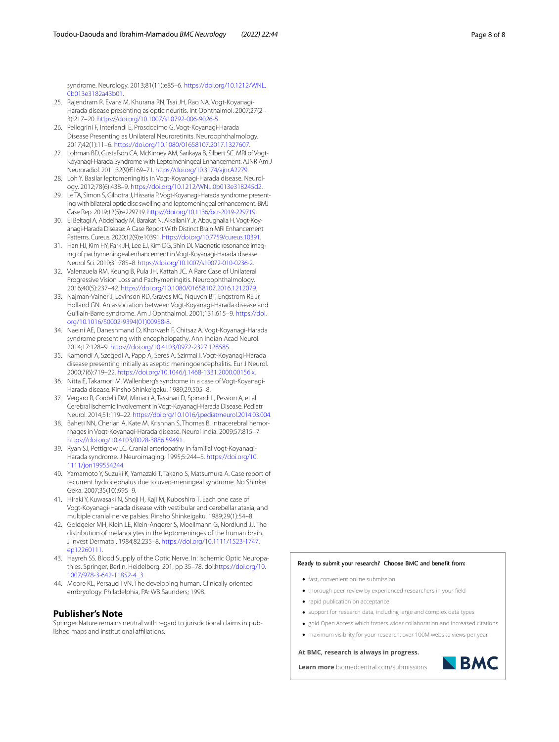syndrome. Neurology. 2013;81(11):e85–6. https://doi.org/10.1212/WNL.0b013e3182a43b01.

25. Rajendram R, Evans M, Khurana RN, Tsai JH, Rao NA. Vogt-Koyanagi-Harada disease presenting as optic neuritis. Int Ophthalmol. 2007;27(2–3):217–20. https://doi.org/10.1007/s10792-006-9026-5.
26. Pellegrini F, Interlandi E, Prosdocimo G. Vogt-Koyanagi-Harada Disease Presenting as Unilateral Neuroretinits. Neuroophthalmology. 2017;42(1):11–6. https://doi.org/10.1080/01658107.2017.1327607.
27. Lohman BD, Gustafson CA, McKinney AM, Sarikaya B, Silbert SC. MRI of Vogt-Koyanagi-Harada Syndrome with Leptomeningeal Enhancement. AJNR Am J Neuroradiol. 2011;32(9):E169–71. https://doi.org/10.3174/ajnr.A2279.
28. Loh Y. Basilar leptomeningitis in Vogt-Koyanagi-Harada disease. Neurology. 2012;78(6):438–9. https://doi.org/10.1212/WNL.0b013e318245d2.
29. Le TA, Simon S, Gilhotra J, Hissaria P. Vogt-Koyanagi-Harada syndrome presenting with bilateral optic disc swelling and leptomeningeal enhancement. BMJ Case Rep. 2019;12(5):e229719. https://doi.org/10.1136/bcr-2019-229719.
30. El Beltagi A, Abdelhady M, Barakat N, Alkailani Y Jr, Aboughalia H. Vogt-Koyanagi-Harada Disease: A Case Report With Distinct Brain MRI Enhancement Patterns. Cureus. 2020;12(9):e10391. https://doi.org/10.7759/cureus.10391.
31. Han HJ, Kim HY, Park JH, Lee EJ, Kim DG, Shin DI. Magnetic resonance imaging of pachymeningeal enhancement in Vogt-Koyanagi-Harada disease. Neurol Sci. 2010;31:785–8. https://doi.org/10.1007/s10072-010-0236-2.
32. Valenzuela RM, Keung B, Pula JH, Kattah JC. A Rare Case of Unilateral Progressive Vision Loss and Pachymeningitis. Neuroophthalmology. 2016;40(5):237–42. https://doi.org/10.1080/01658107.2016.1212079.
33. Najman-Vainer J, Levinson RD, Graves MC, Nguyen BT, Engstrom RE Jr, Holland GN. An association between Vogt-Koyanagi-Harada disease and Guillain-Barre syndrome. Am J Ophthalmol. 2001;131:615–9. https://doi.org/10.1016/S0002-9394(01)00958-8.
34. Naeini AE, Daneshmand D, Khorvash F, Chitsaz A. Vogt-Koyanagi-Harada syndrome presenting with encephalopathy. Ann Indian Acad Neurol. 2014;17:128–9. https://doi.org/10.4103/0972-2327.128585.
35. Kamondi A, Szegedi A, Papp A, Seres A, Szirmai I. Vogt-Koyanagi-Harada disease presenting initially as aseptic meningoencephalitis. Eur J Neurol. 2000;7(6):719–22. https://doi.org/10.1046/j.1468-1331.2000.00156.x.
36. Nitta E, Takamori M. Wallenberg's syndrome in a case of Vogt-Koyanagi-Harada disease. Rinsho Shinkeigaku. 1989;29:505–8.
37. Vergaro R, Cordelli DM, Miniaci A, Tassinari D, Spinardi L, Pession A, et al. Cerebral Ischemic Involvement in Vogt-Koyanagi-Harada Disease. Pediatr Neurol. 2014;51:119–22. https://doi.org/10.1016/j.pediatrneurol.2014.03.004.
38. Baheti NN, Cherian A, Kate M, Krishnan S, Thomas B. Intracerebral hemorrhages in Vogt-Koyanagi-Harada disease. Neurol India. 2009;57:815–7. https://doi.org/10.4103/0028-3886.59491.
39. Ryan SJ, Pettigrew LC. Cranial arteriopathy in familial Vogt-Koyanagi-Harada syndrome. J Neuroimaging. 1995;5:244–5. https://doi.org/10.1111/jon199554244.
40. Yamamoto Y, Suzuki K, Yamazaki T, Takano S, Matsumura A. Case report of recurrent hydrocephalus due to uveo-meningeal syndrome. No Shinkei Geka. 2007;35(10):995–9.
41. Hiraki Y, Kuwasaki N, Shoji H, Kaji M, Kuboshiro T. Each one case of Vogt-Koyanagi-Harada disease with vestibular and cerebellar ataxia, and multiple cranial nerve palsies. Rinsho Shinkeigaku. 1989;29(1):54–8.
42. Goldgeier MH, Klein LE, Klein-Angerer S, Moellmann G, Nordlund JJ. The distribution of melanocytes in the leptomeninges of the human brain. J Invest Dermatol. 1984;82:235–8. https://doi.org/10.1111/1523-1747.ep12260111.
43. Hayreh SS. Blood Supply of the Optic Nerve. In: Ischemic Optic Neuropathies. Springer, Berlin, Heidelberg. 201, pp 35–78. doi:https://doi.org/10.1007/978-3-642-11852-4_3
44. Moore KL, Persaud TVN. The developing human. Clinically oriented embryology. Philadelphia, PA: WB Saunders; 1998.

## Publisher's Note

Springer Nature remains neutral with regard to jurisdictional claims in published maps and institutional affiliations.

Ready to submit your research? Choose BMC and benefit from:

- fast, convenient online submission
- thorough peer review by experienced researchers in your field
- rapid publication on acceptance
- support for research data, including large and complex data types
- gold Open Access which fosters wider collaboration and increased citations
- maximum visibility for your research: over 100M website views per year

**At BMC, research is always in progress.**

**Learn more** biomedcentral.com/submissions

BMC